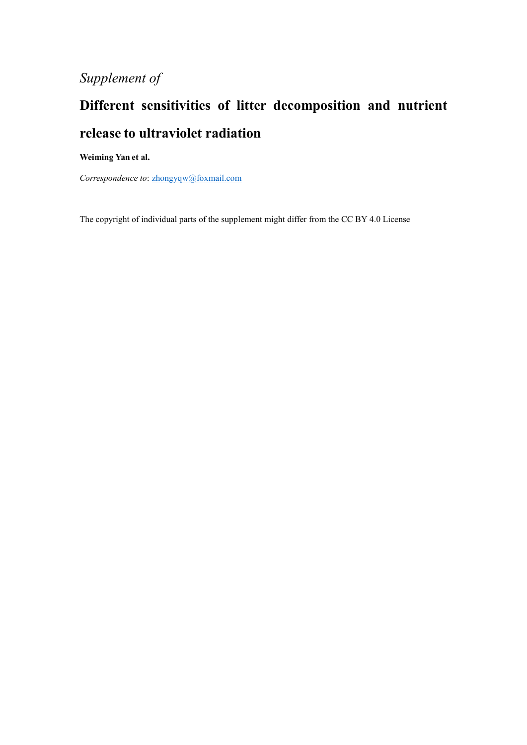*Supplement of*

# Different sensitivities of litter decomposition and nutrient release to ultraviolet radiation

**Weiming Yan et al.**

*Correspondence to*: zhongyqw@foxmail.com

The copyright of individual parts of the supplement might differ from the CC BY 4.0 License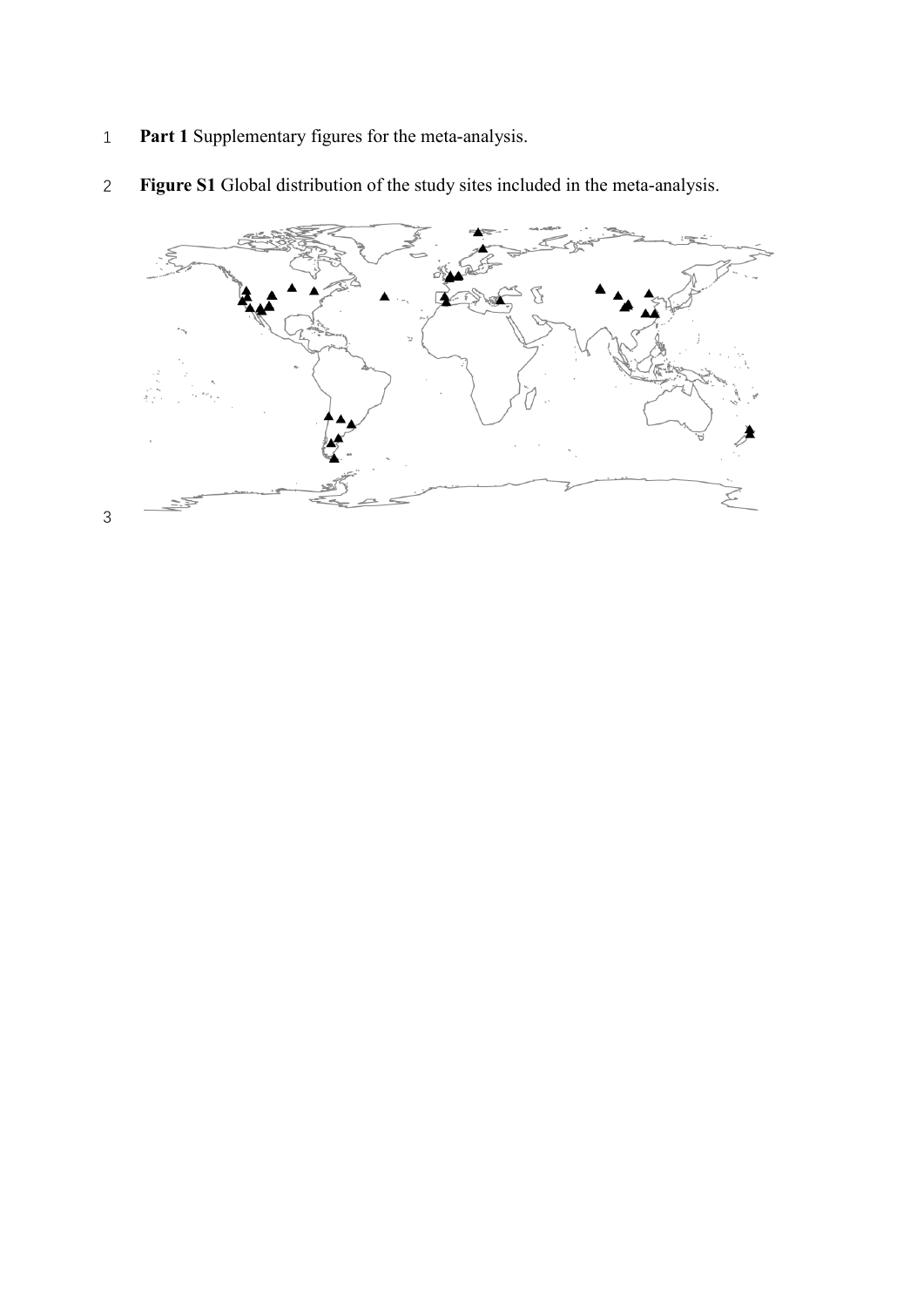**Part 1** Supplementary figures for the meta-analysis.

**Figure S1** Global distribution of the study sites included in the meta-analysis.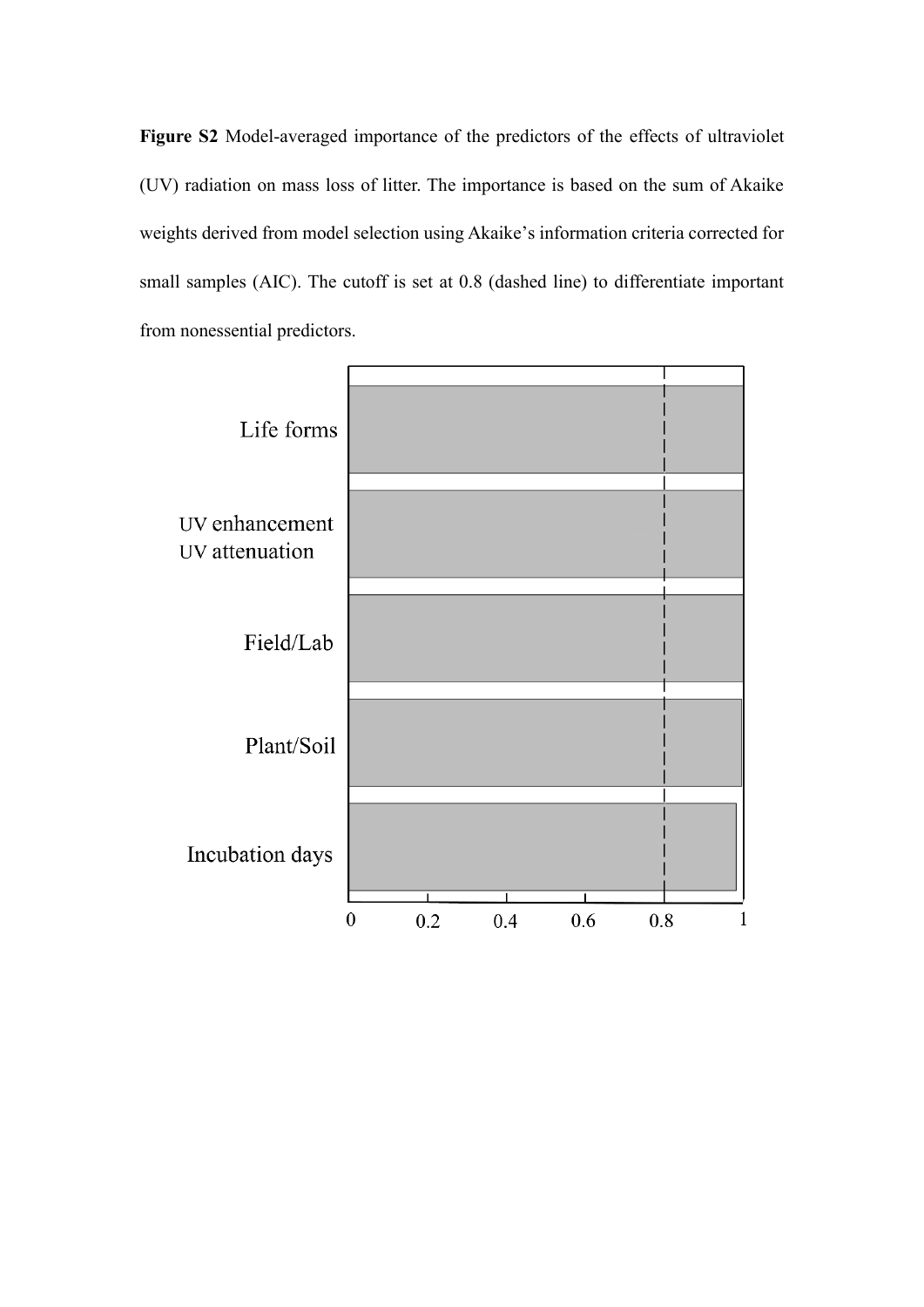**Figure S2** Model-averaged importance of the predictors of the effects of ultraviolet (UV) radiation on mass loss of litter. The importance is based on the sum of Akaike weights derived from model selection using Akaike's information criteria corrected for small samples (AIC). The cutoff is set at 0.8 (dashed line) to differentiate important from nonessential predictors.

Life forms

UV enhancement
UV attenuation

Field/Lab

Plant/Soil

Incubation days

0 0.2 0.4 0.6 0.8 1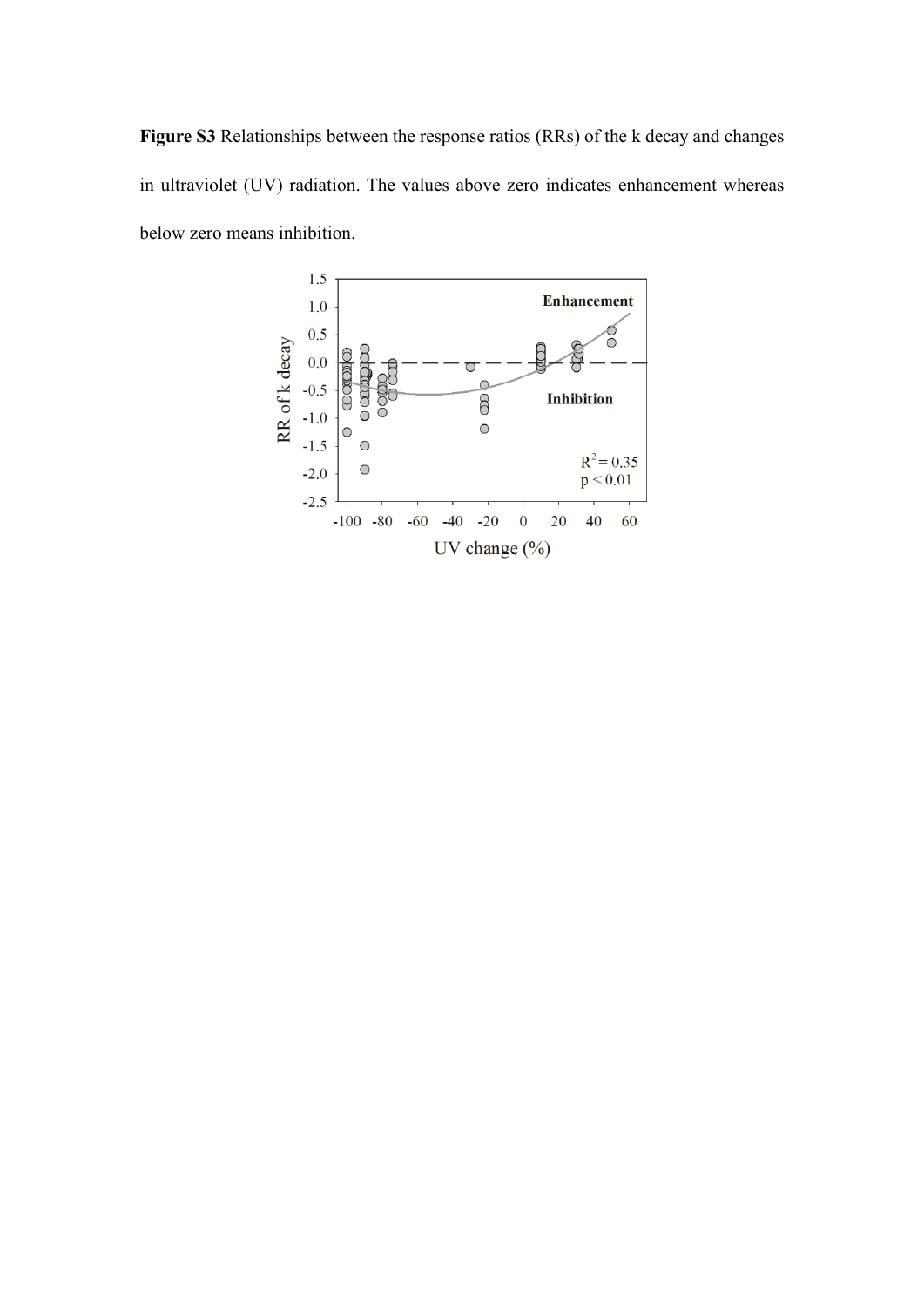**Figure S3** Relationships between the response ratios (RRs) of the k decay and changes in ultraviolet (UV) radiation. The values above zero indicates enhancement whereas below zero means inhibition.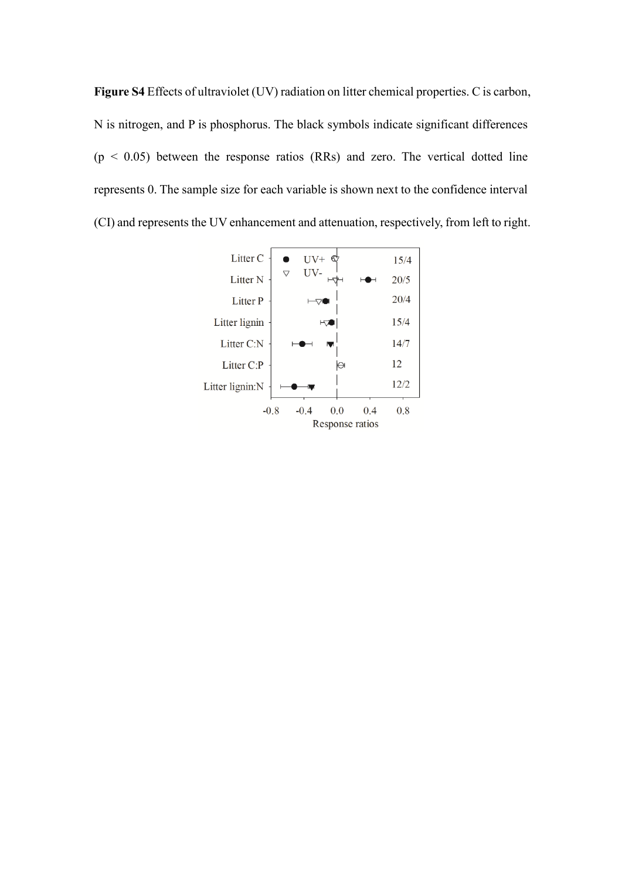**Figure S4** Effects of ultraviolet (UV) radiation on litter chemical properties. C is carbon, N is nitrogen, and P is phosphorus. The black symbols indicate significant differences ($p < 0.05$) between the response ratios (RRs) and zero. The vertical dotted line represents 0. The sample size for each variable is shown next to the confidence interval (CI) and represents the UV enhancement and attenuation, respectively, from left to right.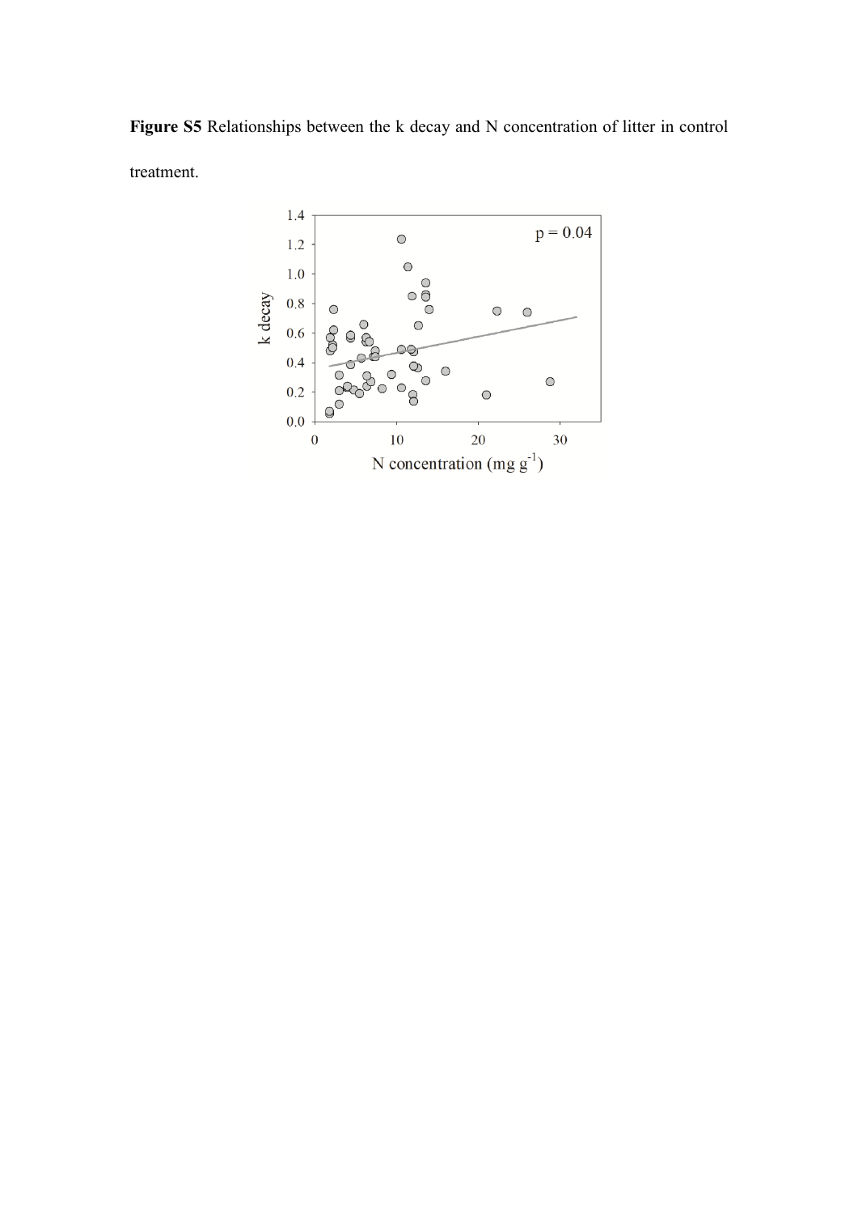**Figure S5** Relationships between the k decay and N concentration of litter in control treatment.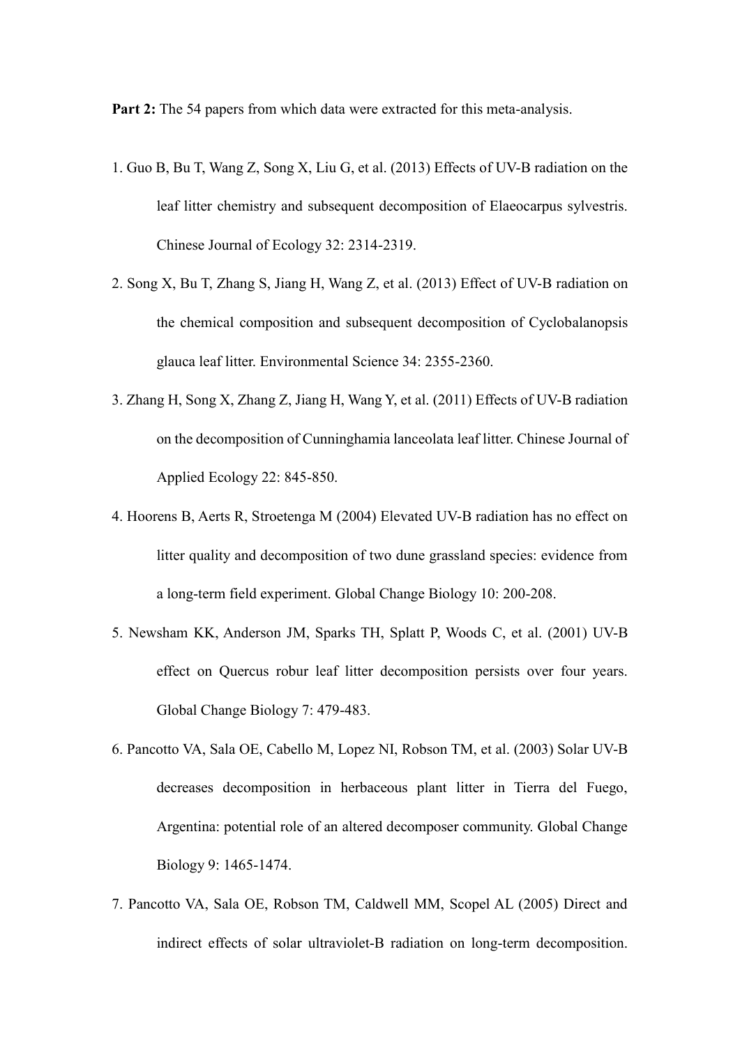**Part 2:** The 54 papers from which data were extracted for this meta-analysis.

1. Guo B, Bu T, Wang Z, Song X, Liu G, et al. (2013) Effects of UV-B radiation on the leaf litter chemistry and subsequent decomposition of Elaeocarpus sylvestris. Chinese Journal of Ecology 32: 2314-2319.
2. Song X, Bu T, Zhang S, Jiang H, Wang Z, et al. (2013) Effect of UV-B radiation on the chemical composition and subsequent decomposition of Cyclobalanopsis glauca leaf litter. Environmental Science 34: 2355-2360.
3. Zhang H, Song X, Zhang Z, Jiang H, Wang Y, et al. (2011) Effects of UV-B radiation on the decomposition of Cunninghamia lanceolata leaf litter. Chinese Journal of Applied Ecology 22: 845-850.
4. Hoorens B, Aerts R, Stroetenga M (2004) Elevated UV-B radiation has no effect on litter quality and decomposition of two dune grassland species: evidence from a long-term field experiment. Global Change Biology 10: 200-208.
5. Newsham KK, Anderson JM, Sparks TH, Splatt P, Woods C, et al. (2001) UV-B effect on Quercus robur leaf litter decomposition persists over four years. Global Change Biology 7: 479-483.
6. Pancotto VA, Sala OE, Cabello M, Lopez NI, Robson TM, et al. (2003) Solar UV-B decreases decomposition in herbaceous plant litter in Tierra del Fuego, Argentina: potential role of an altered decomposer community. Global Change Biology 9: 1465-1474.
7. Pancotto VA, Sala OE, Robson TM, Caldwell MM, Scopel AL (2005) Direct and indirect effects of solar ultraviolet-B radiation on long-term decomposition.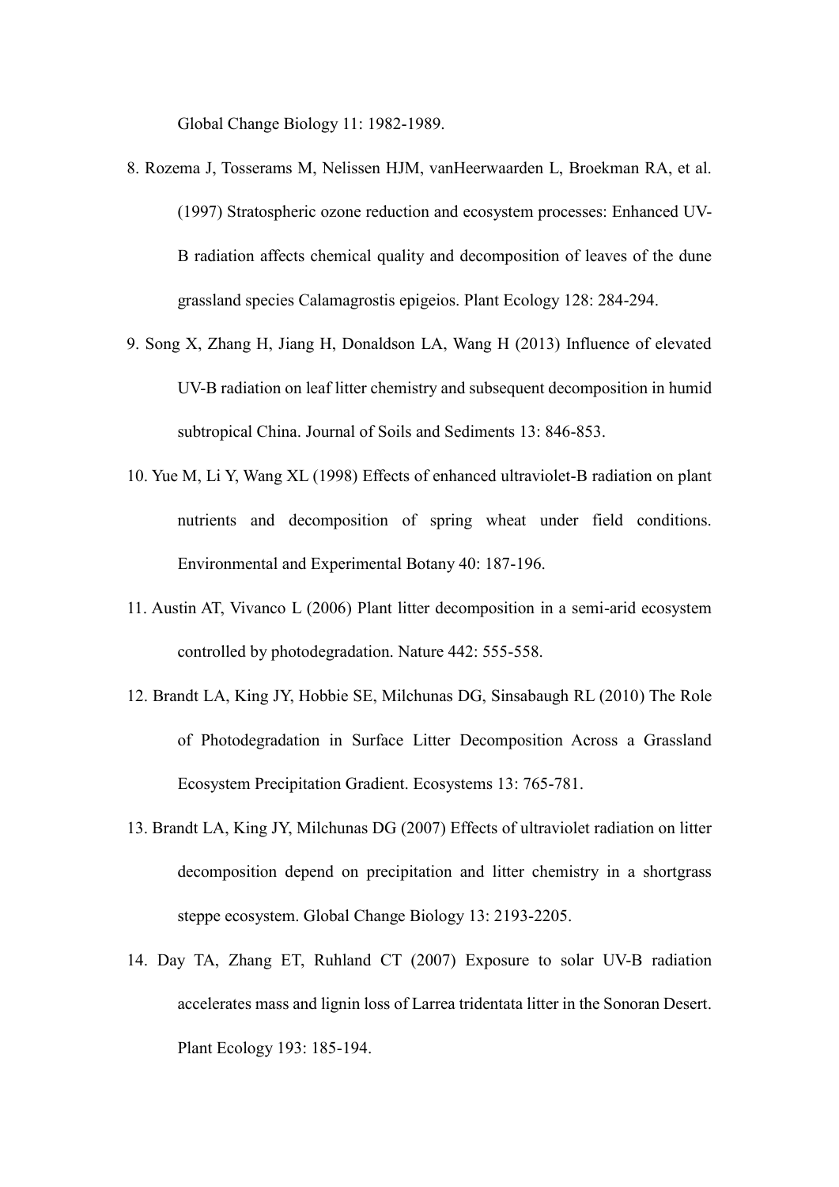Global Change Biology 11: 1982-1989.

8. Rozema J, Tosserams M, Nelissen HJM, vanHeerwaarden L, Broekman RA, et al. (1997) Stratospheric ozone reduction and ecosystem processes: Enhanced UV-B radiation affects chemical quality and decomposition of leaves of the dune grassland species Calamagrostis epigeios. Plant Ecology 128: 284-294.
9. Song X, Zhang H, Jiang H, Donaldson LA, Wang H (2013) Influence of elevated UV-B radiation on leaf litter chemistry and subsequent decomposition in humid subtropical China. Journal of Soils and Sediments 13: 846-853.
10. Yue M, Li Y, Wang XL (1998) Effects of enhanced ultraviolet-B radiation on plant nutrients and decomposition of spring wheat under field conditions. Environmental and Experimental Botany 40: 187-196.
11. Austin AT, Vivanco L (2006) Plant litter decomposition in a semi-arid ecosystem controlled by photodegradation. Nature 442: 555-558.
12. Brandt LA, King JY, Hobbie SE, Milchunas DG, Sinsabaugh RL (2010) The Role of Photodegradation in Surface Litter Decomposition Across a Grassland Ecosystem Precipitation Gradient. Ecosystems 13: 765-781.
13. Brandt LA, King JY, Milchunas DG (2007) Effects of ultraviolet radiation on litter decomposition depend on precipitation and litter chemistry in a shortgrass steppe ecosystem. Global Change Biology 13: 2193-2205.
14. Day TA, Zhang ET, Ruhland CT (2007) Exposure to solar UV-B radiation accelerates mass and lignin loss of Larrea tridentata litter in the Sonoran Desert. Plant Ecology 193: 185-194.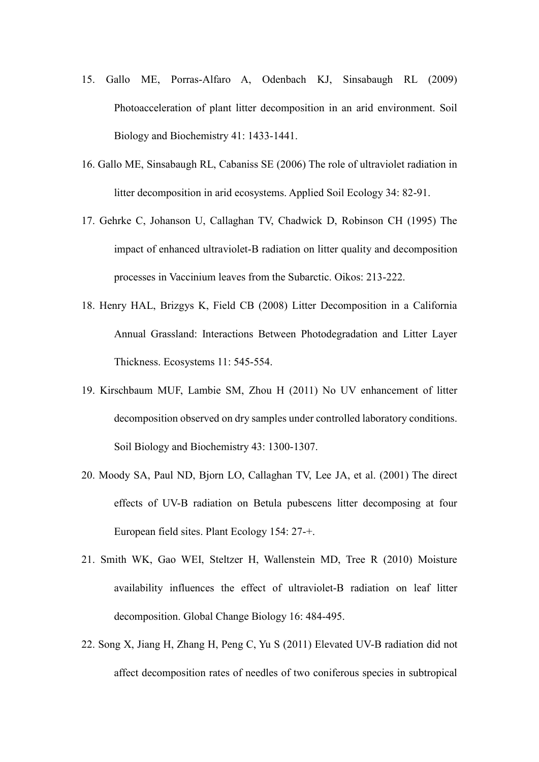15. Gallo ME, Porras-Alfaro A, Odenbach KJ, Sinsabaugh RL (2009) Photoacceleration of plant litter decomposition in an arid environment. Soil Biology and Biochemistry 41: 1433-1441.

16. Gallo ME, Sinsabaugh RL, Cabaniss SE (2006) The role of ultraviolet radiation in litter decomposition in arid ecosystems. Applied Soil Ecology 34: 82-91.

17. Gehrke C, Johanson U, Callaghan TV, Chadwick D, Robinson CH (1995) The impact of enhanced ultraviolet-B radiation on litter quality and decomposition processes in Vaccinium leaves from the Subarctic. Oikos: 213-222.

18. Henry HAL, Brizgys K, Field CB (2008) Litter Decomposition in a California Annual Grassland: Interactions Between Photodegradation and Litter Layer Thickness. Ecosystems 11: 545-554.

19. Kirschbaum MUF, Lambie SM, Zhou H (2011) No UV enhancement of litter decomposition observed on dry samples under controlled laboratory conditions. Soil Biology and Biochemistry 43: 1300-1307.

20. Moody SA, Paul ND, Bjorn LO, Callaghan TV, Lee JA, et al. (2001) The direct effects of UV-B radiation on Betula pubescens litter decomposing at four European field sites. Plant Ecology 154: 27-+.

21. Smith WK, Gao WEI, Steltzer H, Wallenstein MD, Tree R (2010) Moisture availability influences the effect of ultraviolet-B radiation on leaf litter decomposition. Global Change Biology 16: 484-495.

22. Song X, Jiang H, Zhang H, Peng C, Yu S (2011) Elevated UV-B radiation did not affect decomposition rates of needles of two coniferous species in subtropical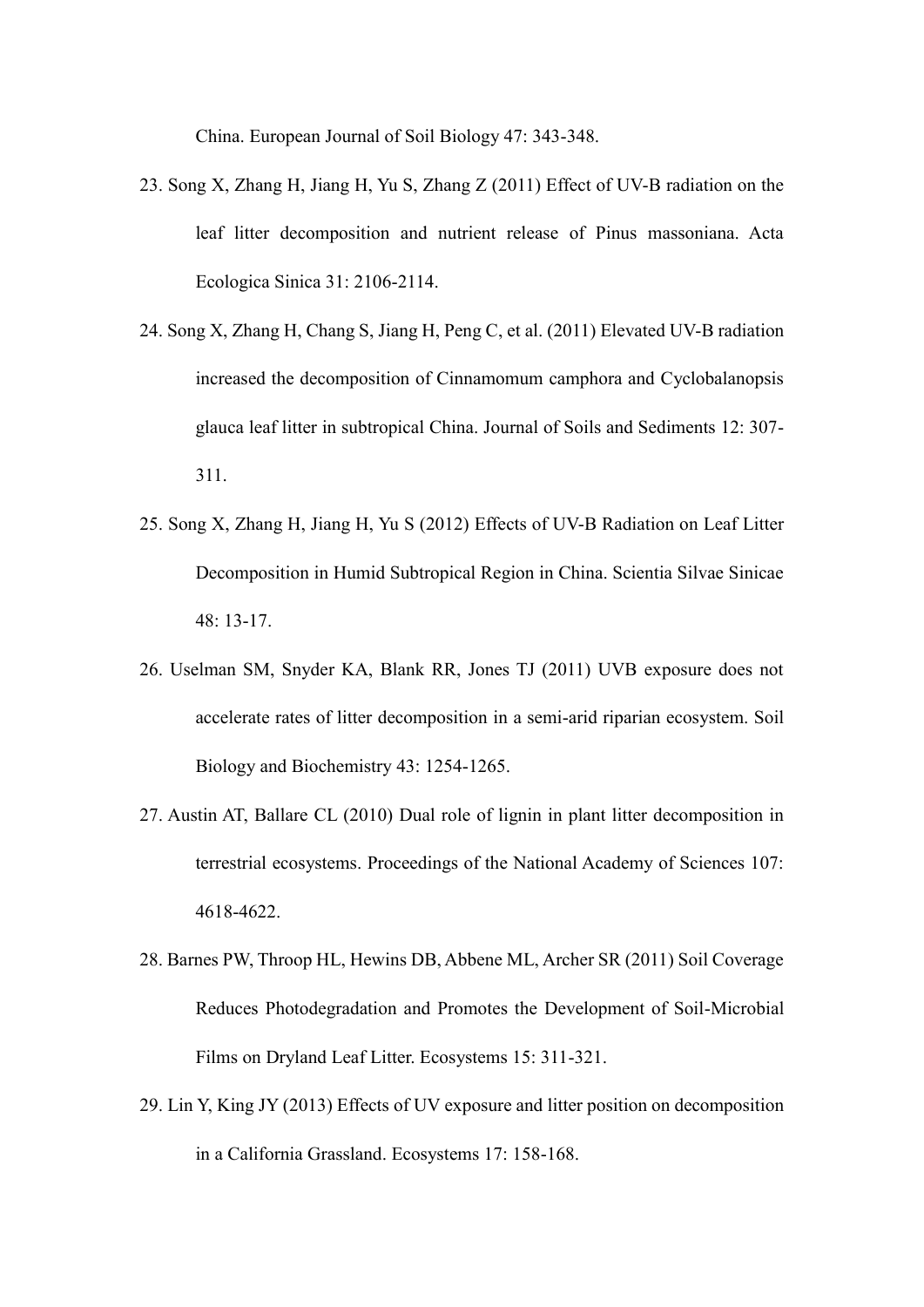China. European Journal of Soil Biology 47: 343-348.

23. Song X, Zhang H, Jiang H, Yu S, Zhang Z (2011) Effect of UV-B radiation on the leaf litter decomposition and nutrient release of Pinus massoniana. Acta Ecologica Sinica 31: 2106-2114.

24. Song X, Zhang H, Chang S, Jiang H, Peng C, et al. (2011) Elevated UV-B radiation increased the decomposition of Cinnamomum camphora and Cyclobalanopsis glauca leaf litter in subtropical China. Journal of Soils and Sediments 12: 307-311.

25. Song X, Zhang H, Jiang H, Yu S (2012) Effects of UV-B Radiation on Leaf Litter Decomposition in Humid Subtropical Region in China. Scientia Silvae Sinicae 48: 13-17.

26. Uselman SM, Snyder KA, Blank RR, Jones TJ (2011) UVB exposure does not accelerate rates of litter decomposition in a semi-arid riparian ecosystem. Soil Biology and Biochemistry 43: 1254-1265.

27. Austin AT, Ballare CL (2010) Dual role of lignin in plant litter decomposition in terrestrial ecosystems. Proceedings of the National Academy of Sciences 107: 4618-4622.

28. Barnes PW, Throop HL, Hewins DB, Abbene ML, Archer SR (2011) Soil Coverage Reduces Photodegradation and Promotes the Development of Soil-Microbial Films on Dryland Leaf Litter. Ecosystems 15: 311-321.

29. Lin Y, King JY (2013) Effects of UV exposure and litter position on decomposition in a California Grassland. Ecosystems 17: 158-168.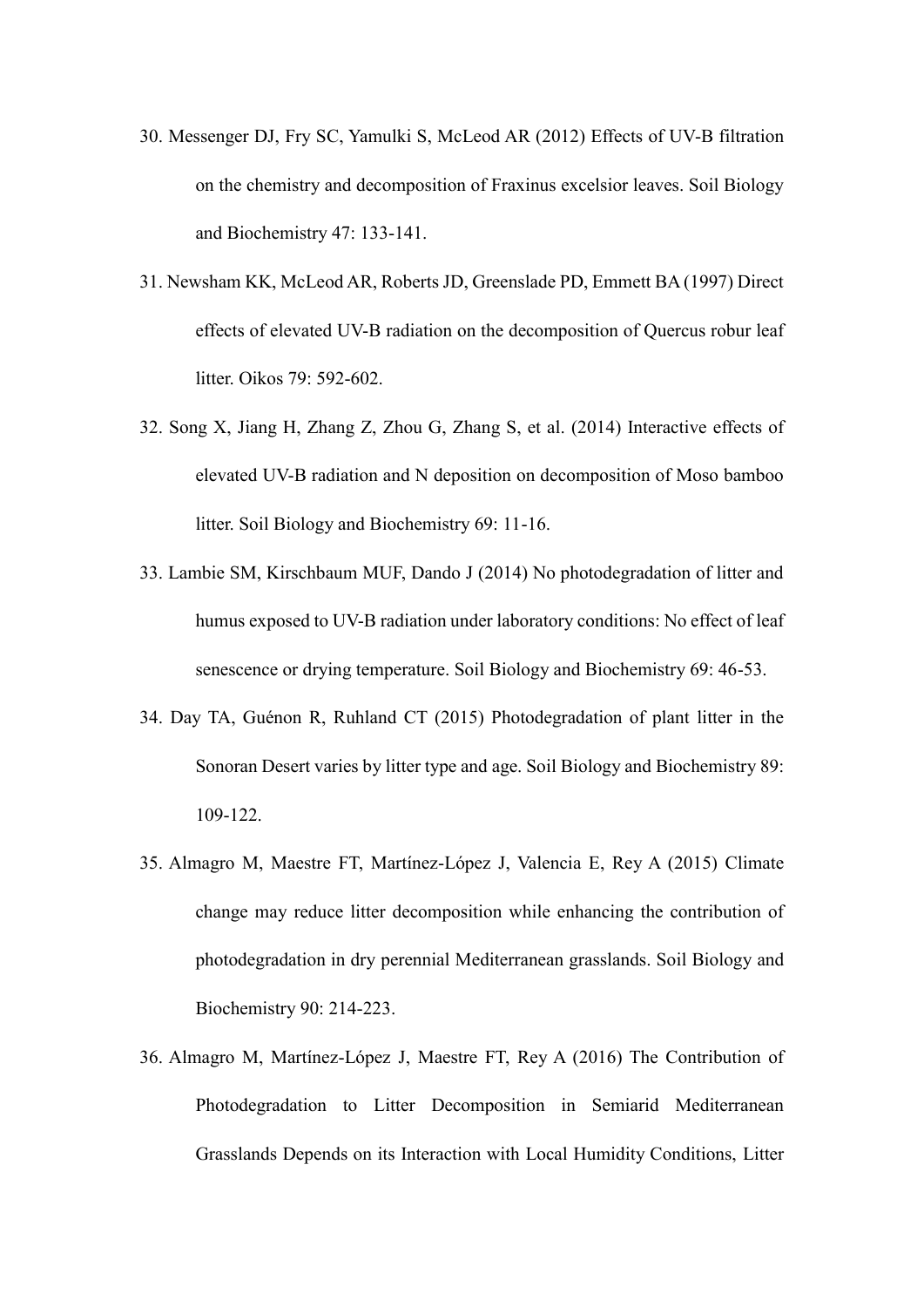30. Messenger DJ, Fry SC, Yamulki S, McLeod AR (2012) Effects of UV-B filtration on the chemistry and decomposition of Fraxinus excelsior leaves. Soil Biology and Biochemistry 47: 133-141.

31. Newsham KK, McLeod AR, Roberts JD, Greenslade PD, Emmett BA (1997) Direct effects of elevated UV-B radiation on the decomposition of Quercus robur leaf litter. Oikos 79: 592-602.

32. Song X, Jiang H, Zhang Z, Zhou G, Zhang S, et al. (2014) Interactive effects of elevated UV-B radiation and N deposition on decomposition of Moso bamboo litter. Soil Biology and Biochemistry 69: 11-16.

33. Lambie SM, Kirschbaum MUF, Dando J (2014) No photodegradation of litter and humus exposed to UV-B radiation under laboratory conditions: No effect of leaf senescence or drying temperature. Soil Biology and Biochemistry 69: 46-53.

34. Day TA, Guénon R, Ruhland CT (2015) Photodegradation of plant litter in the Sonoran Desert varies by litter type and age. Soil Biology and Biochemistry 89: 109-122.

35. Almagro M, Maestre FT, Martínez-López J, Valencia E, Rey A (2015) Climate change may reduce litter decomposition while enhancing the contribution of photodegradation in dry perennial Mediterranean grasslands. Soil Biology and Biochemistry 90: 214-223.

36. Almagro M, Martínez-López J, Maestre FT, Rey A (2016) The Contribution of Photodegradation to Litter Decomposition in Semiarid Mediterranean Grasslands Depends on its Interaction with Local Humidity Conditions, Litter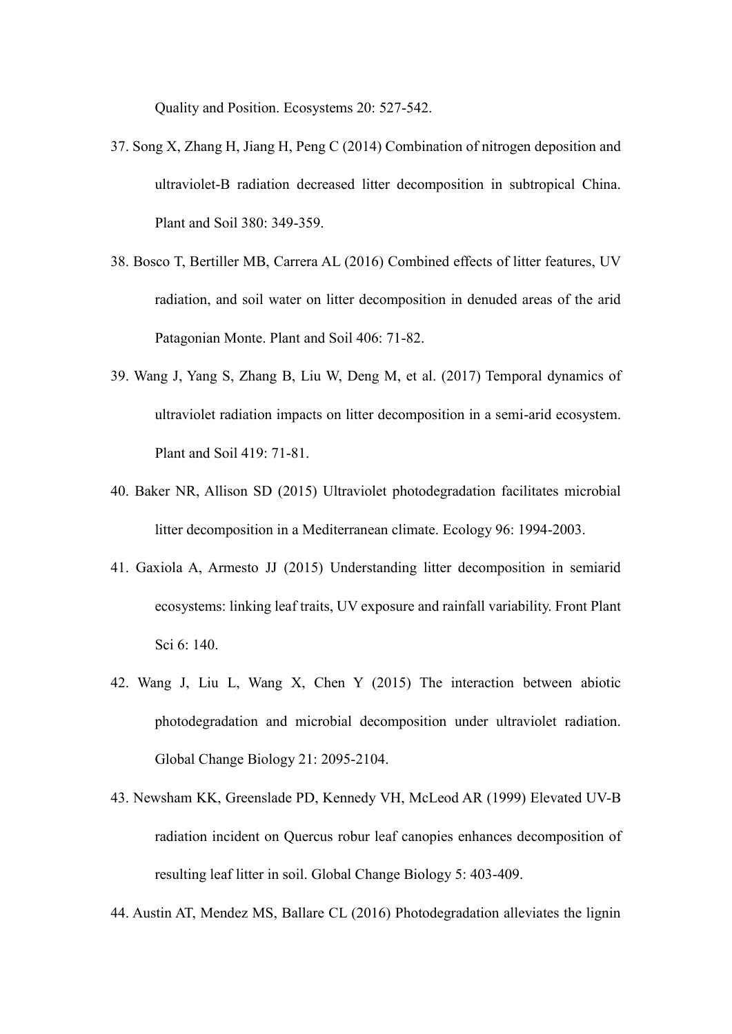Quality and Position. Ecosystems 20: 527-542.

37. Song X, Zhang H, Jiang H, Peng C (2014) Combination of nitrogen deposition and ultraviolet-B radiation decreased litter decomposition in subtropical China. Plant and Soil 380: 349-359.

38. Bosco T, Bertiller MB, Carrera AL (2016) Combined effects of litter features, UV radiation, and soil water on litter decomposition in denuded areas of the arid Patagonian Monte. Plant and Soil 406: 71-82.

39. Wang J, Yang S, Zhang B, Liu W, Deng M, et al. (2017) Temporal dynamics of ultraviolet radiation impacts on litter decomposition in a semi-arid ecosystem. Plant and Soil 419: 71-81.

40. Baker NR, Allison SD (2015) Ultraviolet photodegradation facilitates microbial litter decomposition in a Mediterranean climate. Ecology 96: 1994-2003.

41. Gaxiola A, Armesto JJ (2015) Understanding litter decomposition in semiarid ecosystems: linking leaf traits, UV exposure and rainfall variability. Front Plant Sci 6: 140.

42. Wang J, Liu L, Wang X, Chen Y (2015) The interaction between abiotic photodegradation and microbial decomposition under ultraviolet radiation. Global Change Biology 21: 2095-2104.

43. Newsham KK, Greenslade PD, Kennedy VH, McLeod AR (1999) Elevated UV-B radiation incident on Quercus robur leaf canopies enhances decomposition of resulting leaf litter in soil. Global Change Biology 5: 403-409.

44. Austin AT, Mendez MS, Ballare CL (2016) Photodegradation alleviates the lignin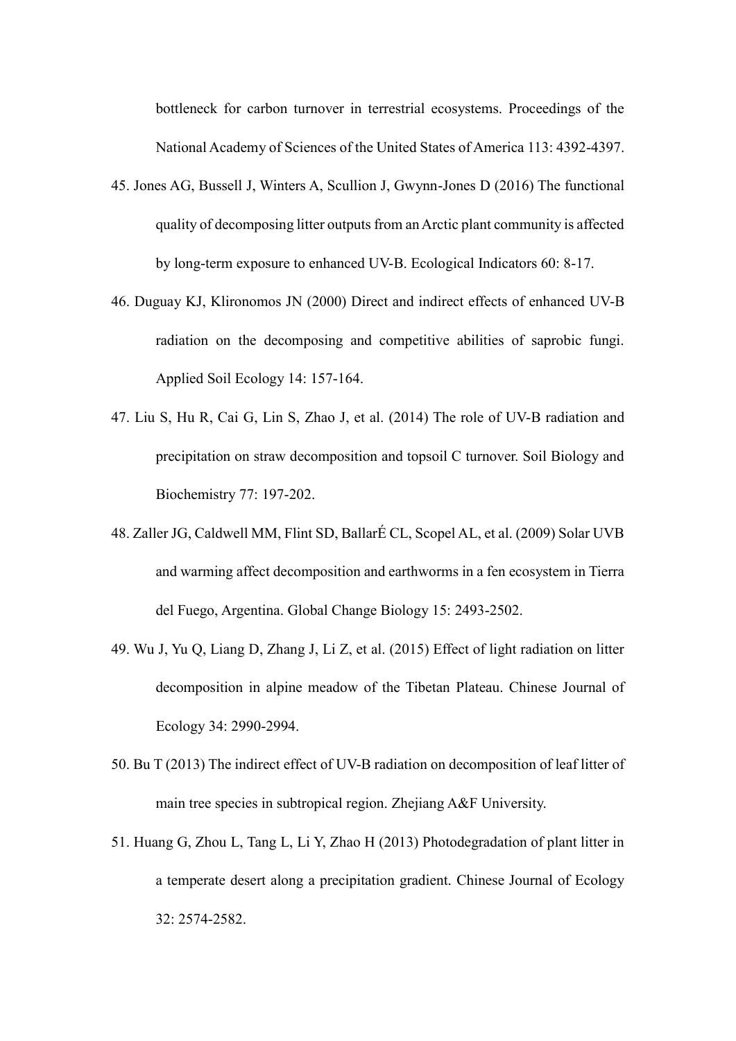bottleneck for carbon turnover in terrestrial ecosystems. Proceedings of the National Academy of Sciences of the United States of America 113: 4392-4397.

45. Jones AG, Bussell J, Winters A, Scullion J, Gwynn-Jones D (2016) The functional quality of decomposing litter outputs from an Arctic plant community is affected by long-term exposure to enhanced UV-B. Ecological Indicators 60: 8-17.
46. Duguay KJ, Klironomos JN (2000) Direct and indirect effects of enhanced UV-B radiation on the decomposing and competitive abilities of saprobic fungi. Applied Soil Ecology 14: 157-164.
47. Liu S, Hu R, Cai G, Lin S, Zhao J, et al. (2014) The role of UV-B radiation and precipitation on straw decomposition and topsoil C turnover. Soil Biology and Biochemistry 77: 197-202.
48. Zaller JG, Caldwell MM, Flint SD, BallarÉ CL, Scopel AL, et al. (2009) Solar UVB and warming affect decomposition and earthworms in a fen ecosystem in Tierra del Fuego, Argentina. Global Change Biology 15: 2493-2502.
49. Wu J, Yu Q, Liang D, Zhang J, Li Z, et al. (2015) Effect of light radiation on litter decomposition in alpine meadow of the Tibetan Plateau. Chinese Journal of Ecology 34: 2990-2994.
50. Bu T (2013) The indirect effect of UV-B radiation on decomposition of leaf litter of main tree species in subtropical region. Zhejiang A&F University.
51. Huang G, Zhou L, Tang L, Li Y, Zhao H (2013) Photodegradation of plant litter in a temperate desert along a precipitation gradient. Chinese Journal of Ecology 32: 2574-2582.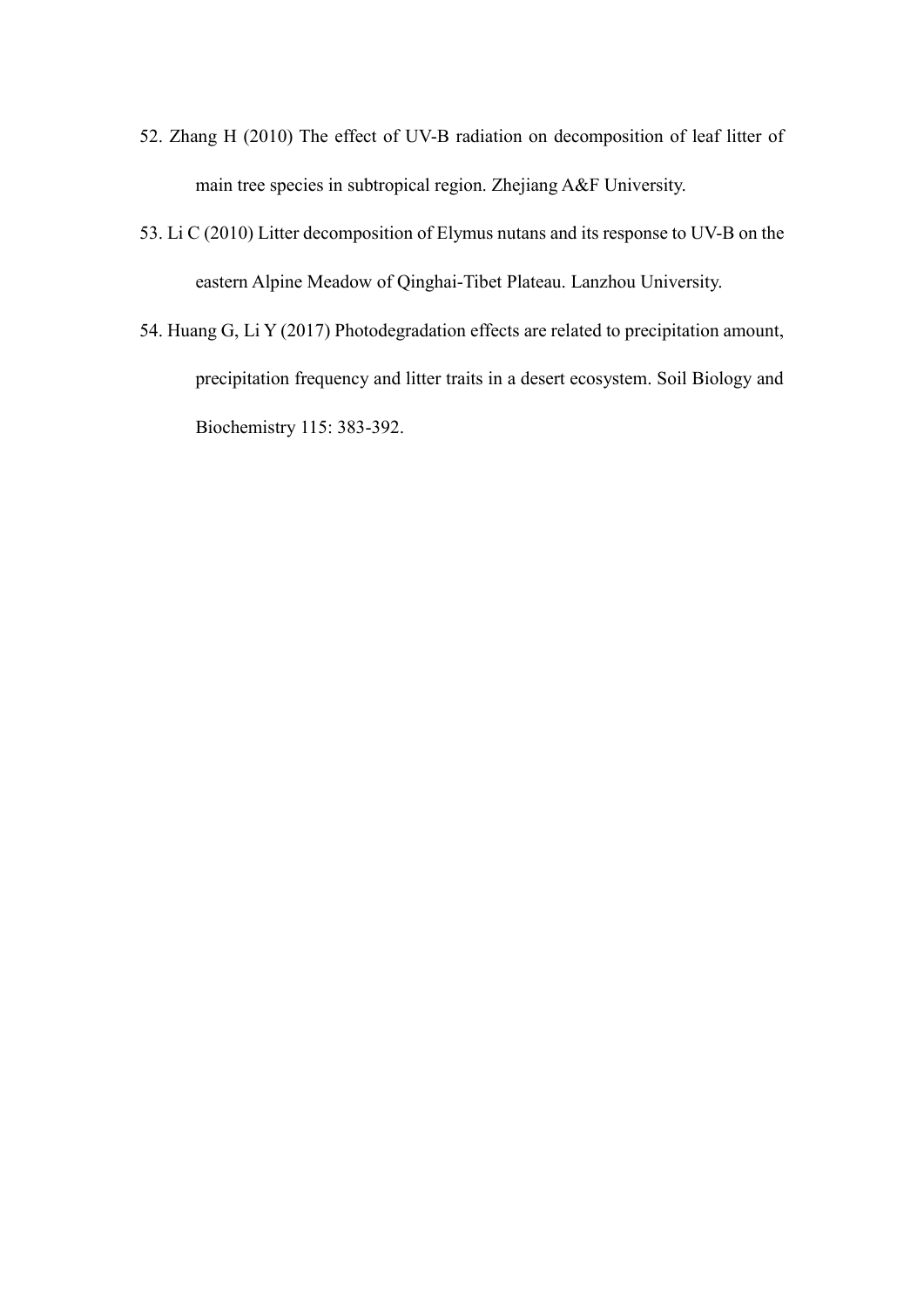52. Zhang H (2010) The effect of UV-B radiation on decomposition of leaf litter of main tree species in subtropical region. Zhejiang A&F University.

53. Li C (2010) Litter decomposition of Elymus nutans and its response to UV-B on the eastern Alpine Meadow of Qinghai-Tibet Plateau. Lanzhou University.

54. Huang G, Li Y (2017) Photodegradation effects are related to precipitation amount, precipitation frequency and litter traits in a desert ecosystem. Soil Biology and Biochemistry 115: 383-392.